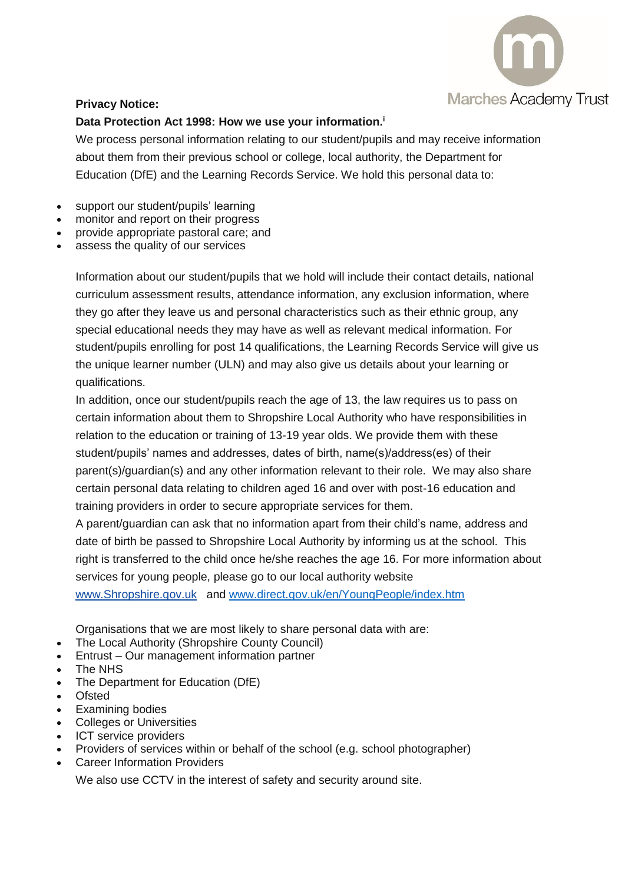Marches Academy Trust

**Privacy Notice:**

**Data Protection Act 1998: How we use your information.**[i]

We process personal information relating to our student/pupils and may receive information about them from their previous school or college, local authority, the Department for Education (DfE) and the Learning Records Service. We hold this personal data to:

- support our student/pupils' learning
- monitor and report on their progress
- provide appropriate pastoral care; and
- assess the quality of our services

Information about our student/pupils that we hold will include their contact details, national curriculum assessment results, attendance information, any exclusion information, where they go after they leave us and personal characteristics such as their ethnic group, any special educational needs they may have as well as relevant medical information. For student/pupils enrolling for post 14 qualifications, the Learning Records Service will give us the unique learner number (ULN) and may also give us details about your learning or qualifications.

In addition, once our student/pupils reach the age of 13, the law requires us to pass on certain information about them to Shropshire Local Authority who have responsibilities in relation to the education or training of 13-19 year olds. We provide them with these student/pupils' names and addresses, dates of birth, name(s)/address(es) of their parent(s)/guardian(s) and any other information relevant to their role. We may also share certain personal data relating to children aged 16 and over with post-16 education and training providers in order to secure appropriate services for them.

A parent/guardian can ask that no information apart from their child's name, address and date of birth be passed to Shropshire Local Authority by informing us at the school. This right is transferred to the child once he/she reaches the age 16. For more information about services for young people, please go to our local authority website [www.Shropshire.gov.uk](http://www.Shropshire.gov.uk) and [www.direct.gov.uk/en/YoungPeople/index.htm](http://www.direct.gov.uk/en/YoungPeople/index.htm)

Organisations that we are most likely to share personal data with are:

- The Local Authority (Shropshire County Council)
- Entrust – Our management information partner
- The NHS
- The Department for Education (DfE)
- Ofsted
- Examining bodies
- Colleges or Universities
- ICT service providers
- Providers of services within or behalf of the school (e.g. school photographer)
- Career Information Providers

We also use CCTV in the interest of safety and security around site.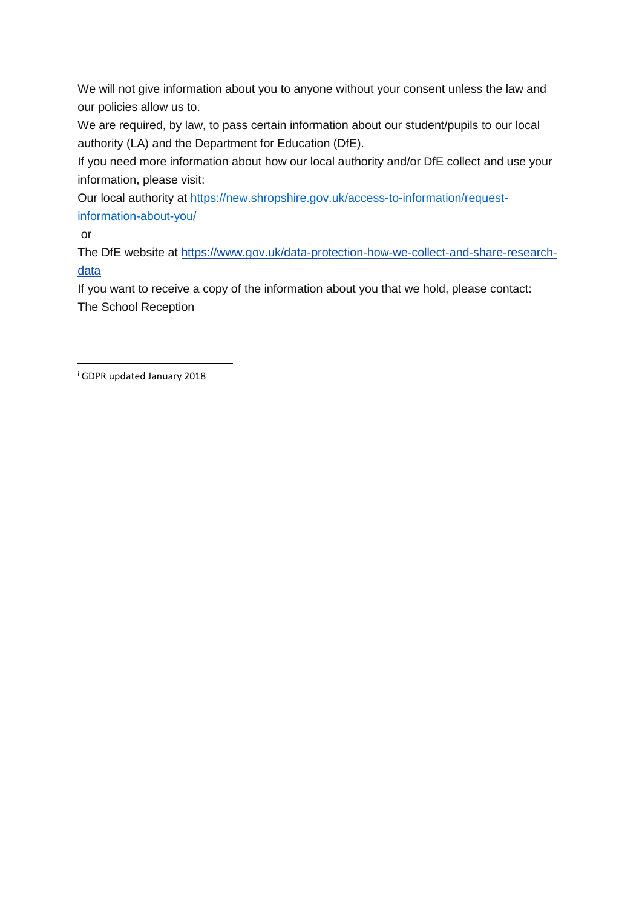We will not give information about you to anyone without your consent unless the law and our policies allow us to.

We are required, by law, to pass certain information about our student/pupils to our local authority (LA) and the Department for Education (DfE).

If you need more information about how our local authority and/or DfE collect and use your information, please visit:

Our local authority at https://new.shropshire.gov.uk/access-to-information/request-information-about-you/

or

The DfE website at https://www.gov.uk/data-protection-how-we-collect-and-share-research-data

If you want to receive a copy of the information about you that we hold, please contact:

The School Reception

---

[i] GDPR updated January 2018